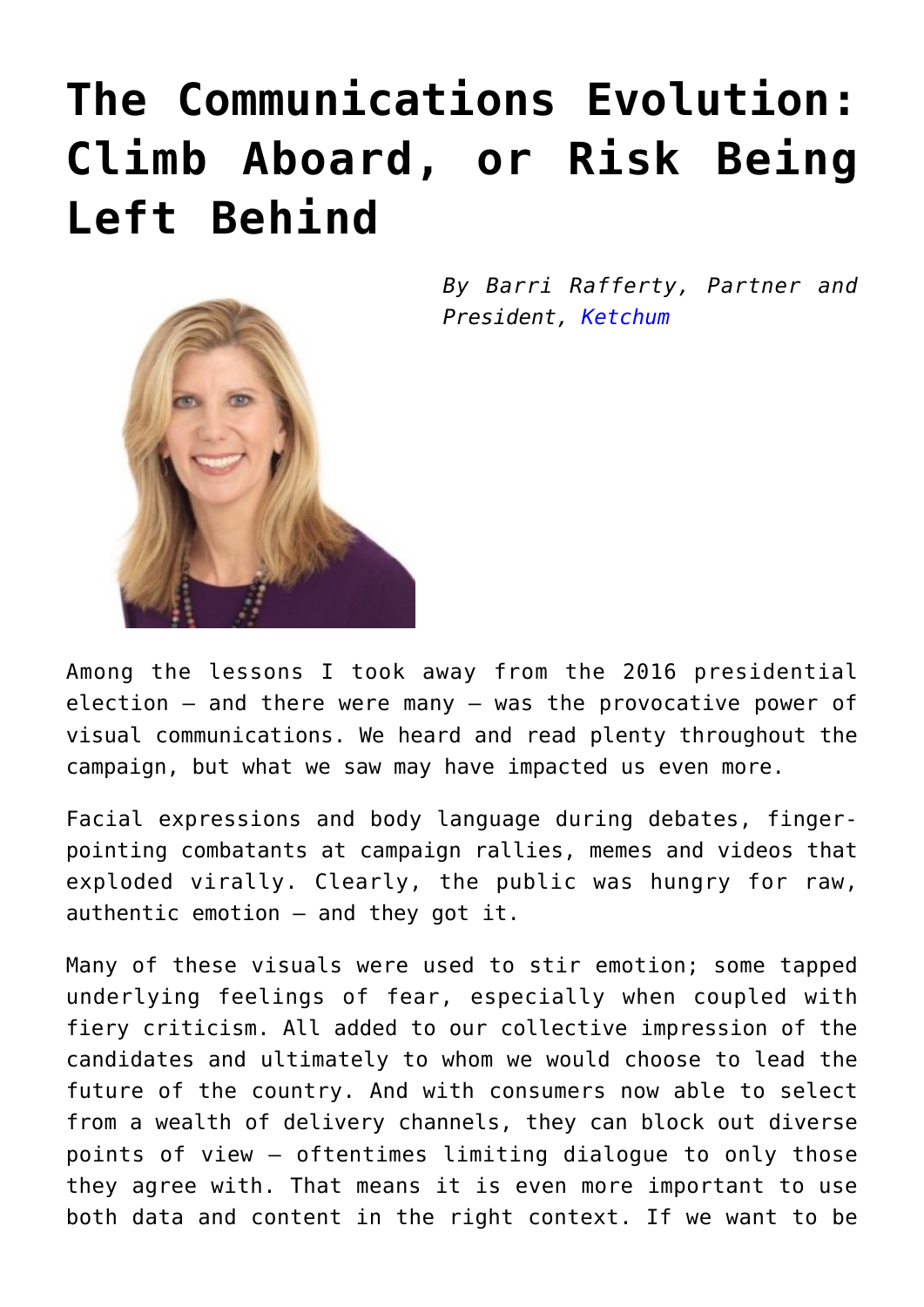# The Communications Evolution: Climb Aboard, or Risk Being Left Behind

*By Barri Rafferty, Partner and President, [Ketchum](#)*

Among the lessons I took away from the 2016 presidential election – and there were many – was the provocative power of visual communications. We heard and read plenty throughout the campaign, but what we saw may have impacted us even more.

Facial expressions and body language during debates, finger-pointing combatants at campaign rallies, memes and videos that exploded virally. Clearly, the public was hungry for raw, authentic emotion – and they got it.

Many of these visuals were used to stir emotion; some tapped underlying feelings of fear, especially when coupled with fiery criticism. All added to our collective impression of the candidates and ultimately to whom we would choose to lead the future of the country. And with consumers now able to select from a wealth of delivery channels, they can block out diverse points of view – oftentimes limiting dialogue to only those they agree with. That means it is even more important to use both data and content in the right context. If we want to be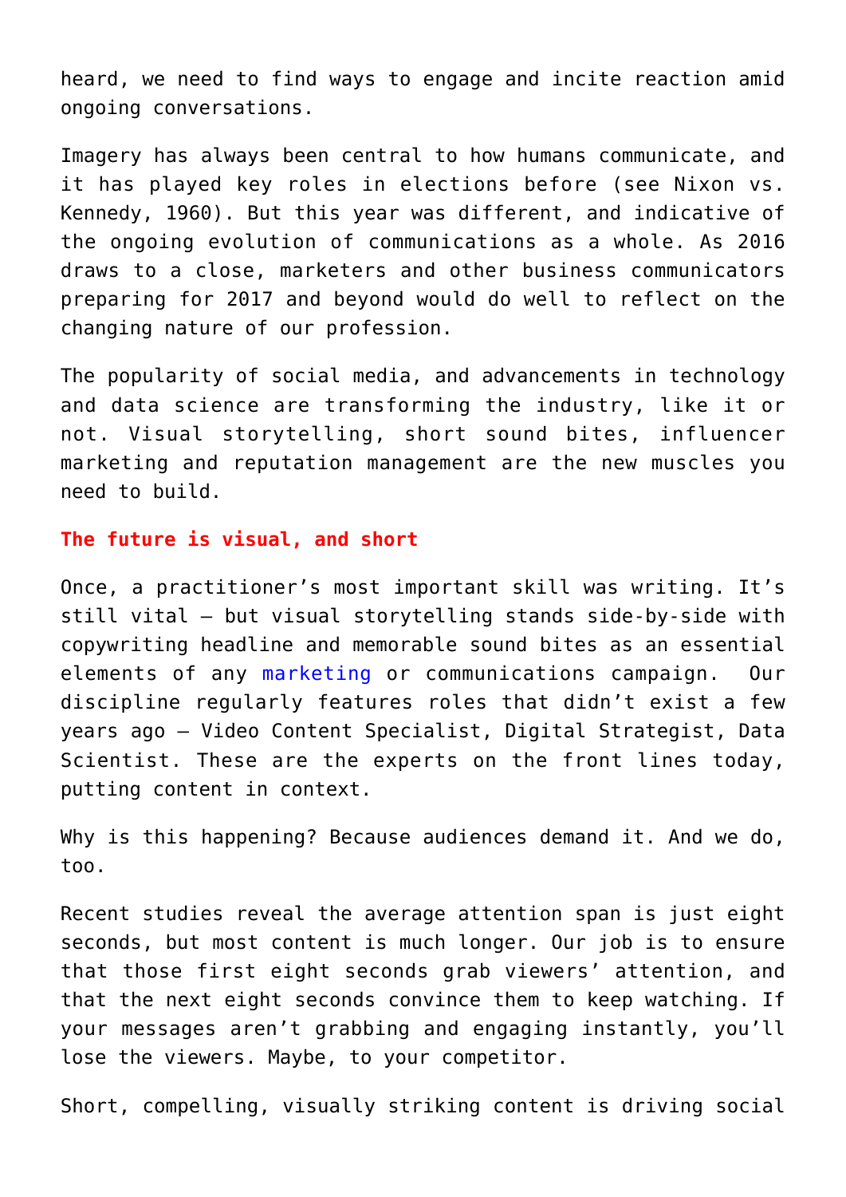heard, we need to find ways to engage and incite reaction amid ongoing conversations.

Imagery has always been central to how humans communicate, and it has played key roles in elections before (see Nixon vs. Kennedy, 1960). But this year was different, and indicative of the ongoing evolution of communications as a whole. As 2016 draws to a close, marketers and other business communicators preparing for 2017 and beyond would do well to reflect on the changing nature of our profession.

The popularity of social media, and advancements in technology and data science are transforming the industry, like it or not. Visual storytelling, short sound bites, influencer marketing and reputation management are the new muscles you need to build.

## The future is visual, and short

Once, a practitioner's most important skill was writing. It's still vital – but visual storytelling stands side-by-side with copywriting headline and memorable sound bites as an essential elements of any marketing or communications campaign. Our discipline regularly features roles that didn't exist a few years ago – Video Content Specialist, Digital Strategist, Data Scientist. These are the experts on the front lines today, putting content in context.

Why is this happening? Because audiences demand it. And we do, too.

Recent studies reveal the average attention span is just eight seconds, but most content is much longer. Our job is to ensure that those first eight seconds grab viewers' attention, and that the next eight seconds convince them to keep watching. If your messages aren't grabbing and engaging instantly, you'll lose the viewers. Maybe, to your competitor.

Short, compelling, visually striking content is driving social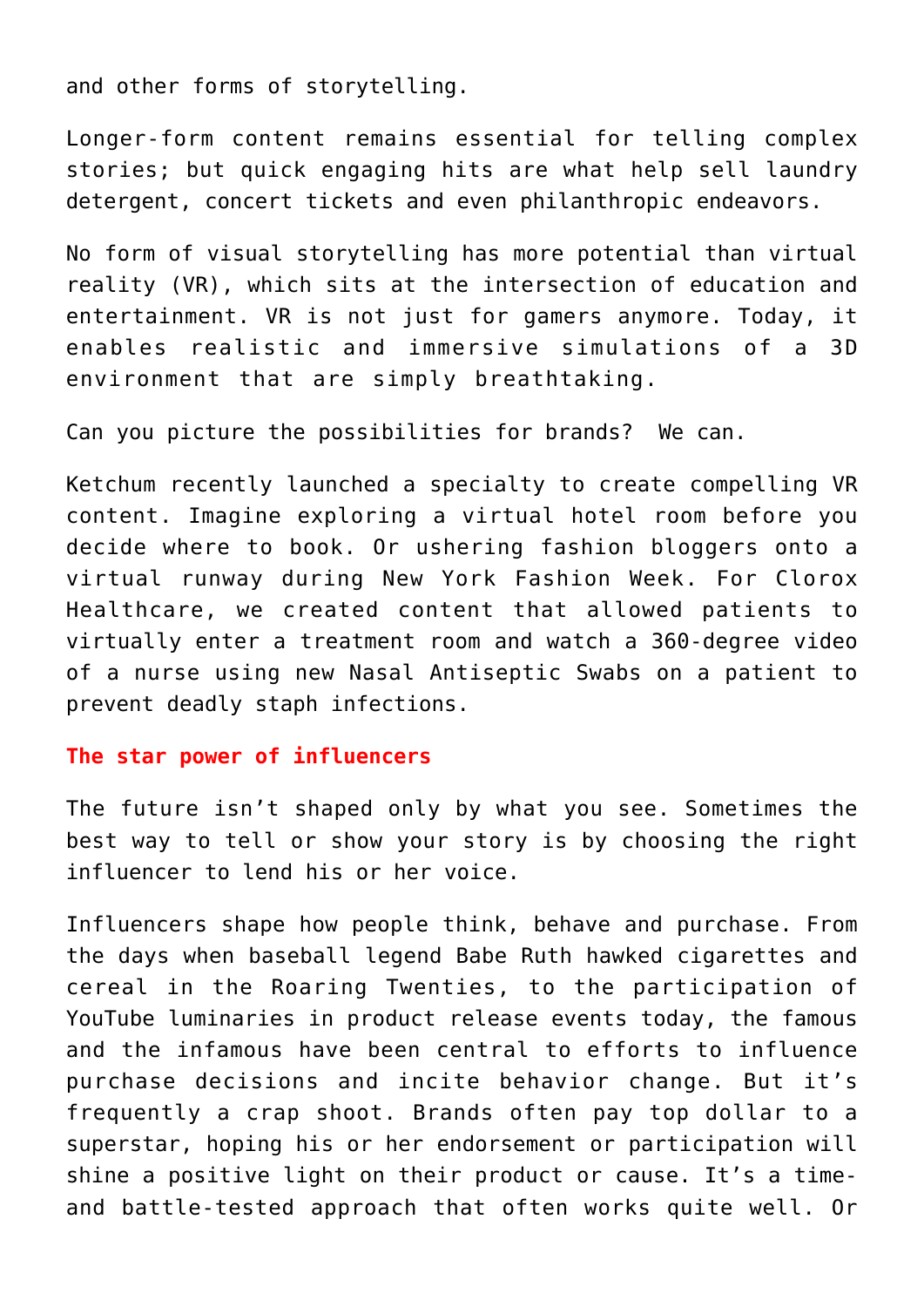and other forms of storytelling.

Longer-form content remains essential for telling complex stories; but quick engaging hits are what help sell laundry detergent, concert tickets and even philanthropic endeavors.

No form of visual storytelling has more potential than virtual reality (VR), which sits at the intersection of education and entertainment. VR is not just for gamers anymore. Today, it enables realistic and immersive simulations of a 3D environment that are simply breathtaking.

Can you picture the possibilities for brands?  We can.

Ketchum recently launched a specialty to create compelling VR content. Imagine exploring a virtual hotel room before you decide where to book. Or ushering fashion bloggers onto a virtual runway during New York Fashion Week. For Clorox Healthcare, we created content that allowed patients to virtually enter a treatment room and watch a 360-degree video of a nurse using new Nasal Antiseptic Swabs on a patient to prevent deadly staph infections.

## The star power of influencers

The future isn't shaped only by what you see. Sometimes the best way to tell or show your story is by choosing the right influencer to lend his or her voice.

Influencers shape how people think, behave and purchase. From the days when baseball legend Babe Ruth hawked cigarettes and cereal in the Roaring Twenties, to the participation of YouTube luminaries in product release events today, the famous and the infamous have been central to efforts to influence purchase decisions and incite behavior change. But it's frequently a crap shoot. Brands often pay top dollar to a superstar, hoping his or her endorsement or participation will shine a positive light on their product or cause. It's a time- and battle-tested approach that often works quite well. Or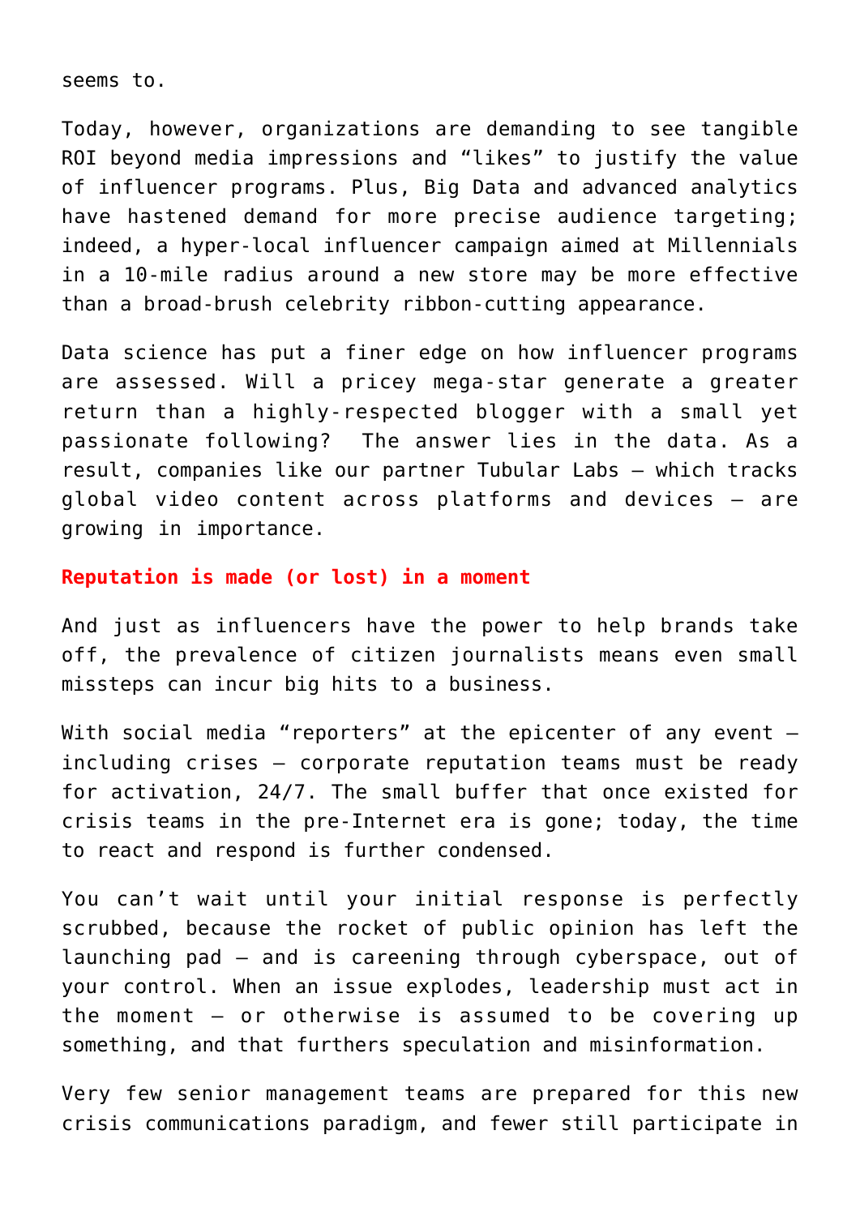seems to.

Today, however, organizations are demanding to see tangible ROI beyond media impressions and "likes" to justify the value of influencer programs. Plus, Big Data and advanced analytics have hastened demand for more precise audience targeting; indeed, a hyper-local influencer campaign aimed at Millennials in a 10-mile radius around a new store may be more effective than a broad-brush celebrity ribbon-cutting appearance.

Data science has put a finer edge on how influencer programs are assessed. Will a pricey mega-star generate a greater return than a highly-respected blogger with a small yet passionate following? The answer lies in the data. As a result, companies like our partner Tubular Labs – which tracks global video content across platforms and devices – are growing in importance.

### Reputation is made (or lost) in a moment

And just as influencers have the power to help brands take off, the prevalence of citizen journalists means even small missteps can incur big hits to a business.

With social media "reporters" at the epicenter of any event – including crises – corporate reputation teams must be ready for activation, 24/7. The small buffer that once existed for crisis teams in the pre-Internet era is gone; today, the time to react and respond is further condensed.

You can't wait until your initial response is perfectly scrubbed, because the rocket of public opinion has left the launching pad – and is careening through cyberspace, out of your control. When an issue explodes, leadership must act in the moment – or otherwise is assumed to be covering up something, and that furthers speculation and misinformation.

Very few senior management teams are prepared for this new crisis communications paradigm, and fewer still participate in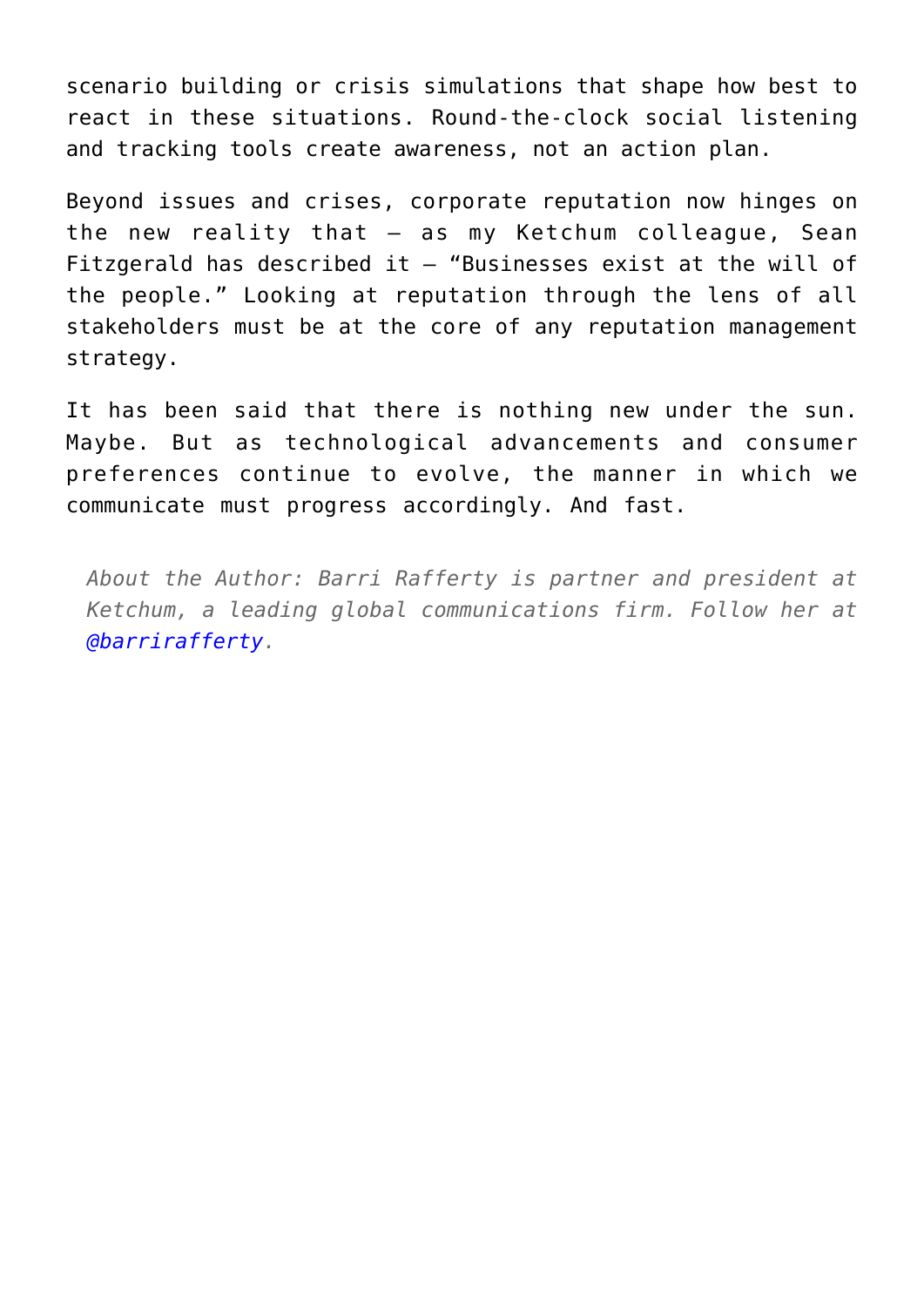scenario building or crisis simulations that shape how best to react in these situations. Round-the-clock social listening and tracking tools create awareness, not an action plan.

Beyond issues and crises, corporate reputation now hinges on the new reality that – as my Ketchum colleague, Sean Fitzgerald has described it – "Businesses exist at the will of the people." Looking at reputation through the lens of all stakeholders must be at the core of any reputation management strategy.

It has been said that there is nothing new under the sun. Maybe. But as technological advancements and consumer preferences continue to evolve, the manner in which we communicate must progress accordingly. And fast.

> *About the Author: Barri Rafferty is partner and president at Ketchum, a leading global communications firm. Follow her at @barrirafferty.*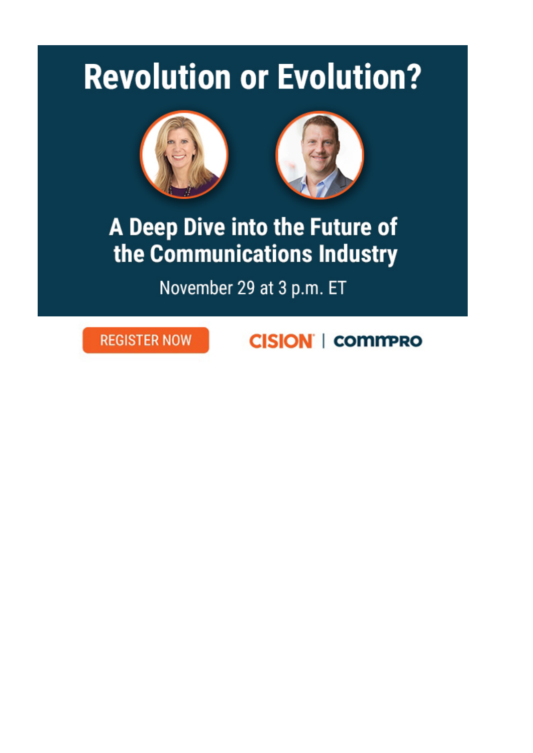# Revolution or Evolution?

## A Deep Dive into the Future of the Communications Industry

November 29 at 3 p.m. ET

REGISTER NOW

CISION | commPRO